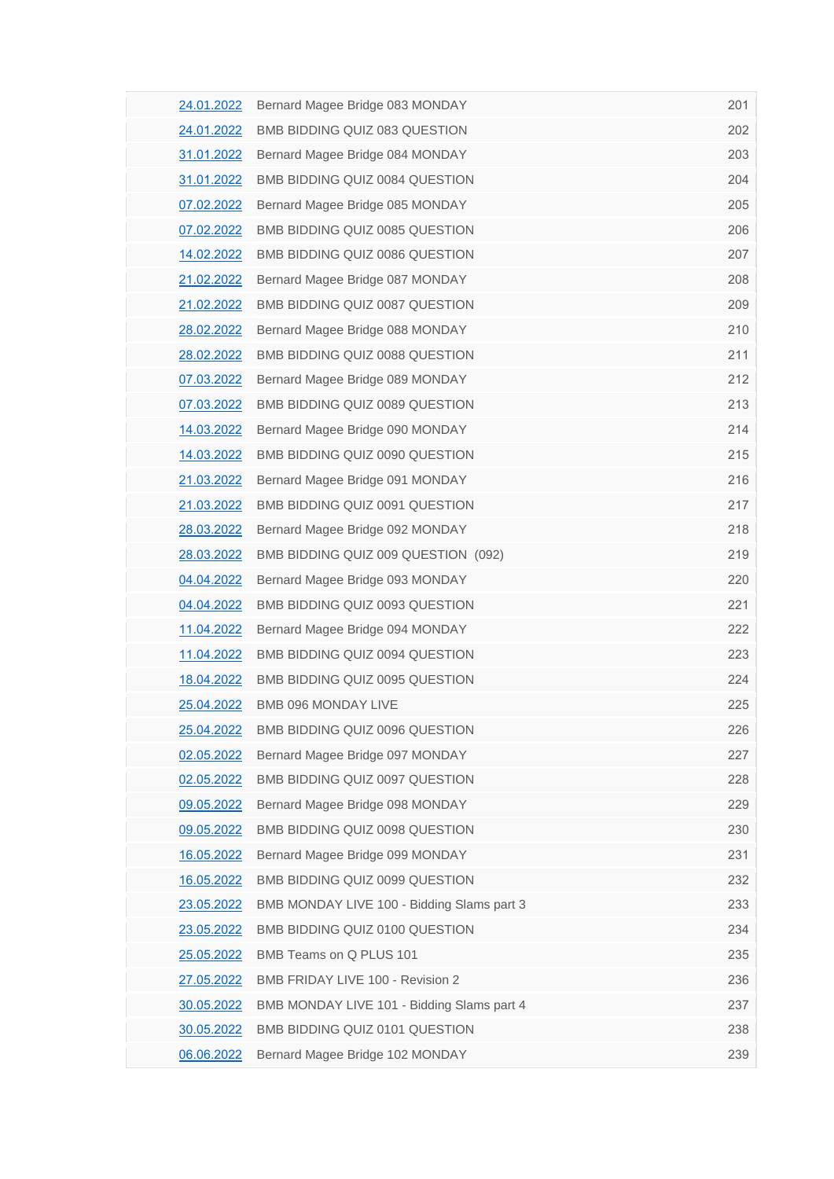| | | |
|---|---|---|
| 24.01.2022 | Bernard Magee Bridge 083 MONDAY | 201 |
| 24.01.2022 | BMB BIDDING QUIZ 083 QUESTION | 202 |
| 31.01.2022 | Bernard Magee Bridge 084 MONDAY | 203 |
| 31.01.2022 | BMB BIDDING QUIZ 0084 QUESTION | 204 |
| 07.02.2022 | Bernard Magee Bridge 085 MONDAY | 205 |
| 07.02.2022 | BMB BIDDING QUIZ 0085 QUESTION | 206 |
| 14.02.2022 | BMB BIDDING QUIZ 0086 QUESTION | 207 |
| 21.02.2022 | Bernard Magee Bridge 087 MONDAY | 208 |
| 21.02.2022 | BMB BIDDING QUIZ 0087 QUESTION | 209 |
| 28.02.2022 | Bernard Magee Bridge 088 MONDAY | 210 |
| 28.02.2022 | BMB BIDDING QUIZ 0088 QUESTION | 211 |
| 07.03.2022 | Bernard Magee Bridge 089 MONDAY | 212 |
| 07.03.2022 | BMB BIDDING QUIZ 0089 QUESTION | 213 |
| 14.03.2022 | Bernard Magee Bridge 090 MONDAY | 214 |
| 14.03.2022 | BMB BIDDING QUIZ 0090 QUESTION | 215 |
| 21.03.2022 | Bernard Magee Bridge 091 MONDAY | 216 |
| 21.03.2022 | BMB BIDDING QUIZ 0091 QUESTION | 217 |
| 28.03.2022 | Bernard Magee Bridge 092 MONDAY | 218 |
| 28.03.2022 | BMB BIDDING QUIZ 009 QUESTION (092) | 219 |
| 04.04.2022 | Bernard Magee Bridge 093 MONDAY | 220 |
| 04.04.2022 | BMB BIDDING QUIZ 0093 QUESTION | 221 |
| 11.04.2022 | Bernard Magee Bridge 094 MONDAY | 222 |
| 11.04.2022 | BMB BIDDING QUIZ 0094 QUESTION | 223 |
| 18.04.2022 | BMB BIDDING QUIZ 0095 QUESTION | 224 |
| 25.04.2022 | BMB 096 MONDAY LIVE | 225 |
| 25.04.2022 | BMB BIDDING QUIZ 0096 QUESTION | 226 |
| 02.05.2022 | Bernard Magee Bridge 097 MONDAY | 227 |
| 02.05.2022 | BMB BIDDING QUIZ 0097 QUESTION | 228 |
| 09.05.2022 | Bernard Magee Bridge 098 MONDAY | 229 |
| 09.05.2022 | BMB BIDDING QUIZ 0098 QUESTION | 230 |
| 16.05.2022 | Bernard Magee Bridge 099 MONDAY | 231 |
| 16.05.2022 | BMB BIDDING QUIZ 0099 QUESTION | 232 |
| 23.05.2022 | BMB MONDAY LIVE 100 - Bidding Slams part 3 | 233 |
| 23.05.2022 | BMB BIDDING QUIZ 0100 QUESTION | 234 |
| 25.05.2022 | BMB Teams on Q PLUS 101 | 235 |
| 27.05.2022 | BMB FRIDAY LIVE 100 - Revision 2 | 236 |
| 30.05.2022 | BMB MONDAY LIVE 101 - Bidding Slams part 4 | 237 |
| 30.05.2022 | BMB BIDDING QUIZ 0101 QUESTION | 238 |
| 06.06.2022 | Bernard Magee Bridge 102 MONDAY | 239 |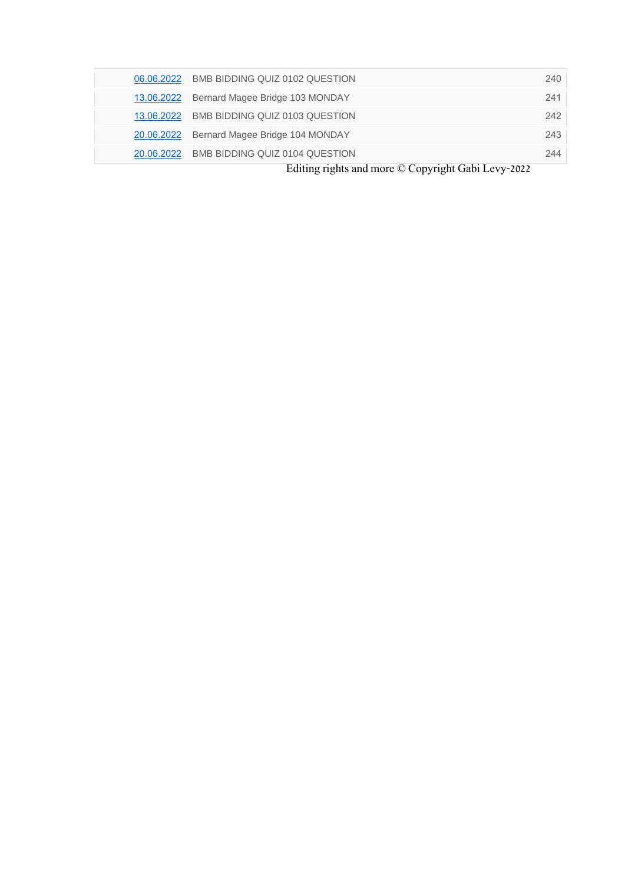| | | |
|---|---|---|
| 06.06.2022 | BMB BIDDING QUIZ 0102 QUESTION | 240 |
| 13.06.2022 | Bernard Magee Bridge 103 MONDAY | 241 |
| 13.06.2022 | BMB BIDDING QUIZ 0103 QUESTION | 242 |
| 20.06.2022 | Bernard Magee Bridge 104 MONDAY | 243 |
| 20.06.2022 | BMB BIDDING QUIZ 0104 QUESTION | 244 |

Editing rights and more © Copyright Gabi Levy-2022